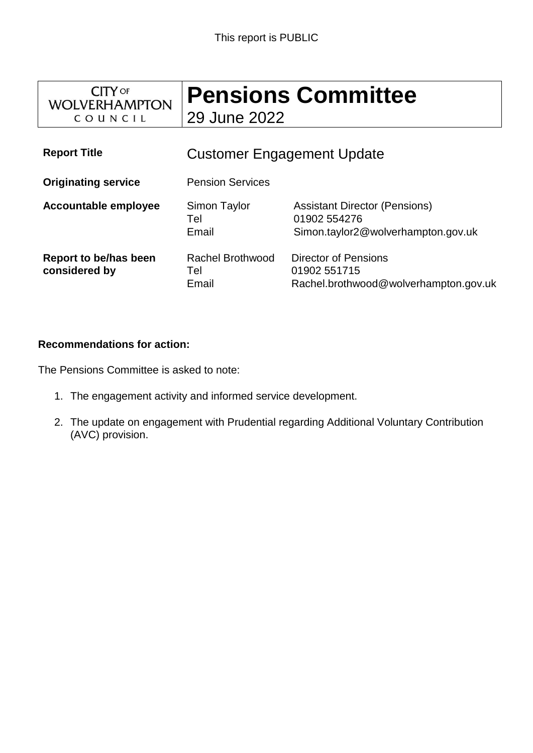This report is PUBLIC

| CITY OF WOLVERHAMPTON COUNCIL | **Pensions Committee** 29 June 2022 |
|---|---|

| | | |
|---|---|---|
| **Report Title** | Customer Engagement Update | |
| **Originating service** | Pension Services | |
| **Accountable employee** | Simon Taylor<br>Tel<br>Email | Assistant Director (Pensions)<br>01902 554276<br>Simon.taylor2@wolverhampton.gov.uk |
| **Report to be/has been considered by** | Rachel Brothwood<br>Tel<br>Email | Director of Pensions<br>01902 551715<br>Rachel.brothwood@wolverhampton.gov.uk |

**Recommendations for action:**

The Pensions Committee is asked to note:

1. The engagement activity and informed service development.
2. The update on engagement with Prudential regarding Additional Voluntary Contribution (AVC) provision.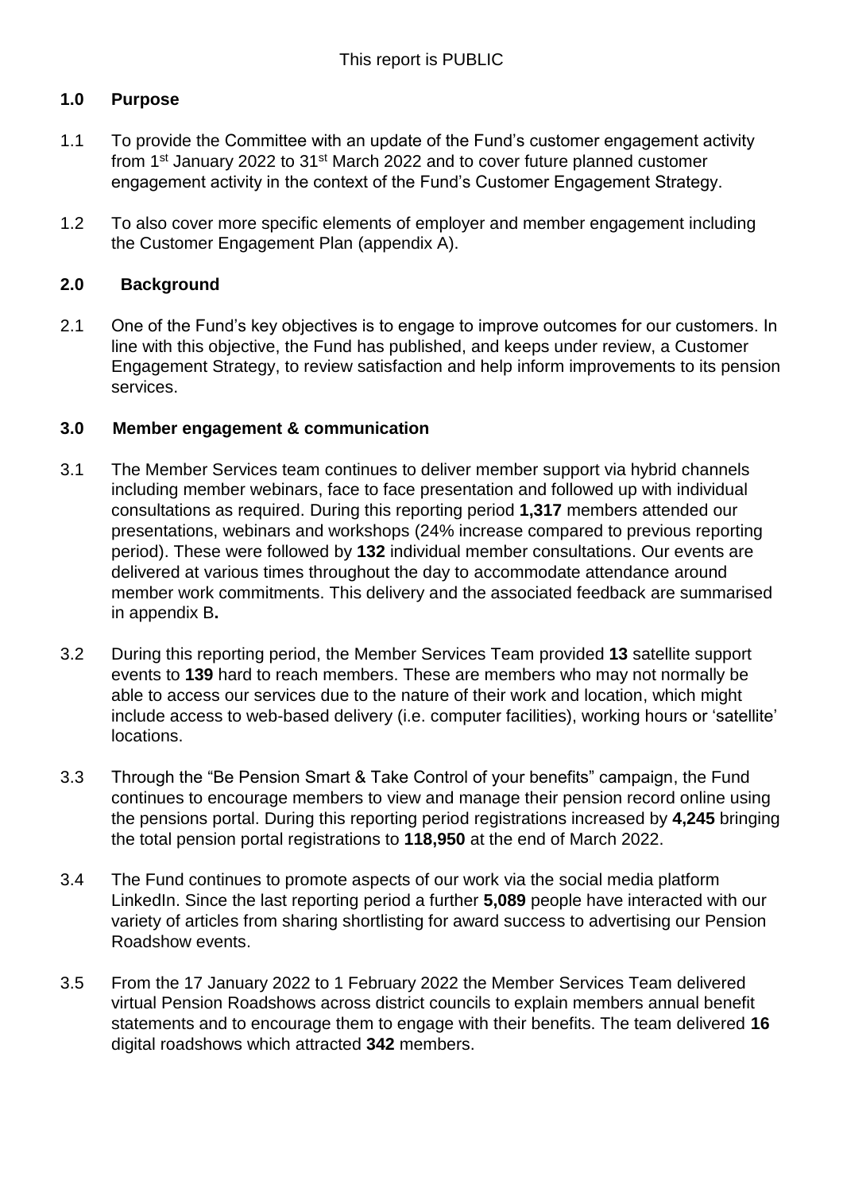This report is PUBLIC

## 1.0 Purpose

1.1 To provide the Committee with an update of the Fund's customer engagement activity from 1st January 2022 to 31st March 2022 and to cover future planned customer engagement activity in the context of the Fund's Customer Engagement Strategy.

1.2 To also cover more specific elements of employer and member engagement including the Customer Engagement Plan (appendix A).

## 2.0 Background

2.1 One of the Fund's key objectives is to engage to improve outcomes for our customers. In line with this objective, the Fund has published, and keeps under review, a Customer Engagement Strategy, to review satisfaction and help inform improvements to its pension services.

## 3.0 Member engagement & communication

3.1 The Member Services team continues to deliver member support via hybrid channels including member webinars, face to face presentation and followed up with individual consultations as required. During this reporting period **1,317** members attended our presentations, webinars and workshops (24% increase compared to previous reporting period). These were followed by **132** individual member consultations. Our events are delivered at various times throughout the day to accommodate attendance around member work commitments. This delivery and the associated feedback are summarised in appendix B**.**

3.2 During this reporting period, the Member Services Team provided **13** satellite support events to **139** hard to reach members. These are members who may not normally be able to access our services due to the nature of their work and location, which might include access to web-based delivery (i.e. computer facilities), working hours or 'satellite' locations.

3.3 Through the "Be Pension Smart & Take Control of your benefits" campaign, the Fund continues to encourage members to view and manage their pension record online using the pensions portal. During this reporting period registrations increased by **4,245** bringing the total pension portal registrations to **118,950** at the end of March 2022.

3.4 The Fund continues to promote aspects of our work via the social media platform LinkedIn. Since the last reporting period a further **5,089** people have interacted with our variety of articles from sharing shortlisting for award success to advertising our Pension Roadshow events.

3.5 From the 17 January 2022 to 1 February 2022 the Member Services Team delivered virtual Pension Roadshows across district councils to explain members annual benefit statements and to encourage them to engage with their benefits. The team delivered **16** digital roadshows which attracted **342** members.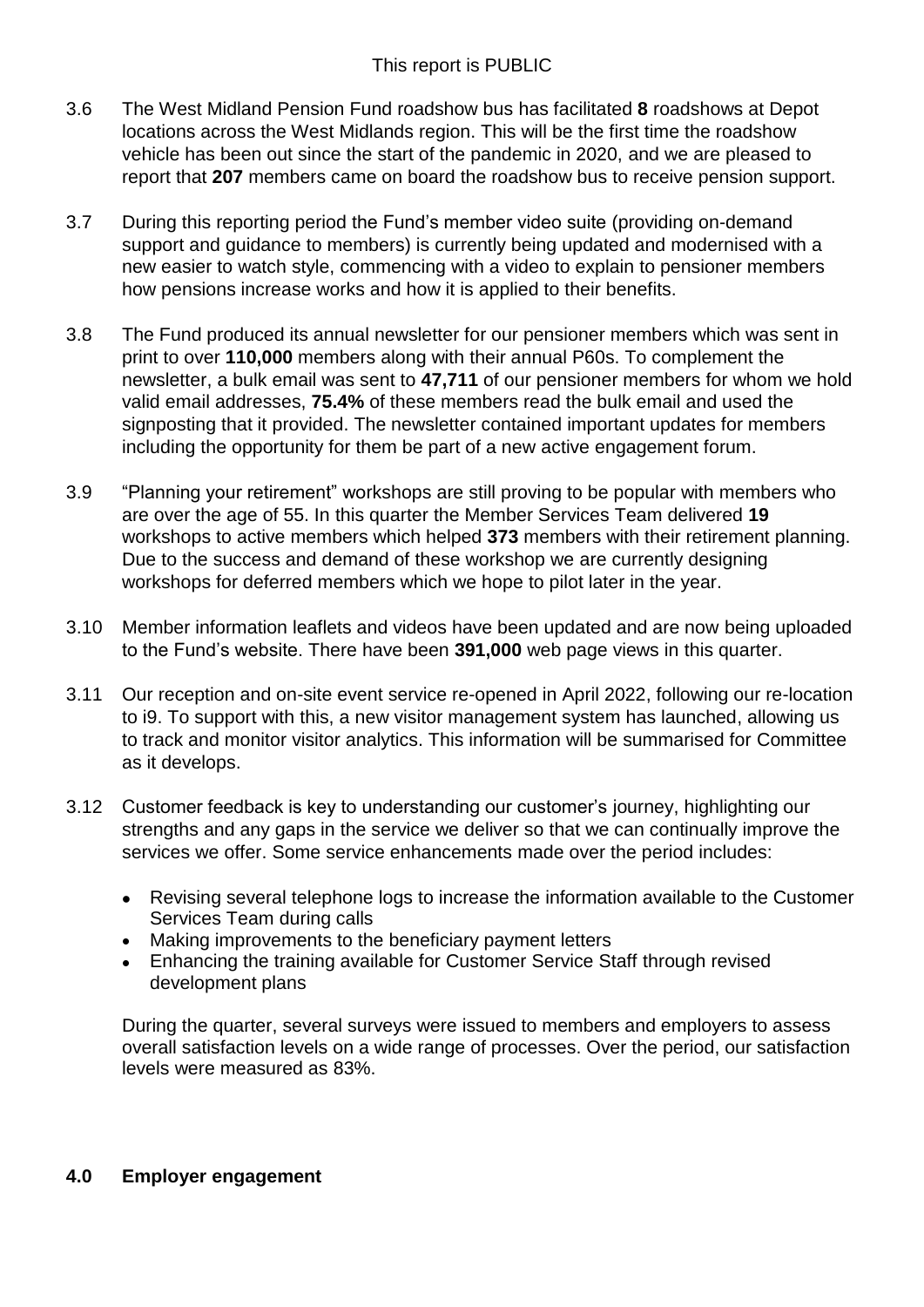3.6 The West Midland Pension Fund roadshow bus has facilitated **8** roadshows at Depot locations across the West Midlands region. This will be the first time the roadshow vehicle has been out since the start of the pandemic in 2020, and we are pleased to report that **207** members came on board the roadshow bus to receive pension support.

3.7 During this reporting period the Fund's member video suite (providing on-demand support and guidance to members) is currently being updated and modernised with a new easier to watch style, commencing with a video to explain to pensioner members how pensions increase works and how it is applied to their benefits.

3.8 The Fund produced its annual newsletter for our pensioner members which was sent in print to over **110,000** members along with their annual P60s. To complement the newsletter, a bulk email was sent to **47,711** of our pensioner members for whom we hold valid email addresses, **75.4%** of these members read the bulk email and used the signposting that it provided. The newsletter contained important updates for members including the opportunity for them be part of a new active engagement forum.

3.9 "Planning your retirement" workshops are still proving to be popular with members who are over the age of 55. In this quarter the Member Services Team delivered **19** workshops to active members which helped **373** members with their retirement planning. Due to the success and demand of these workshop we are currently designing workshops for deferred members which we hope to pilot later in the year.

3.10 Member information leaflets and videos have been updated and are now being uploaded to the Fund's website. There have been **391,000** web page views in this quarter.

3.11 Our reception and on-site event service re-opened in April 2022, following our re-location to i9. To support with this, a new visitor management system has launched, allowing us to track and monitor visitor analytics. This information will be summarised for Committee as it develops.

3.12 Customer feedback is key to understanding our customer's journey, highlighting our strengths and any gaps in the service we deliver so that we can continually improve the services we offer. Some service enhancements made over the period includes:

- Revising several telephone logs to increase the information available to the Customer Services Team during calls
- Making improvements to the beneficiary payment letters
- Enhancing the training available for Customer Service Staff through revised development plans

During the quarter, several surveys were issued to members and employers to assess overall satisfaction levels on a wide range of processes. Over the period, our satisfaction levels were measured as 83%.

## 4.0 Employer engagement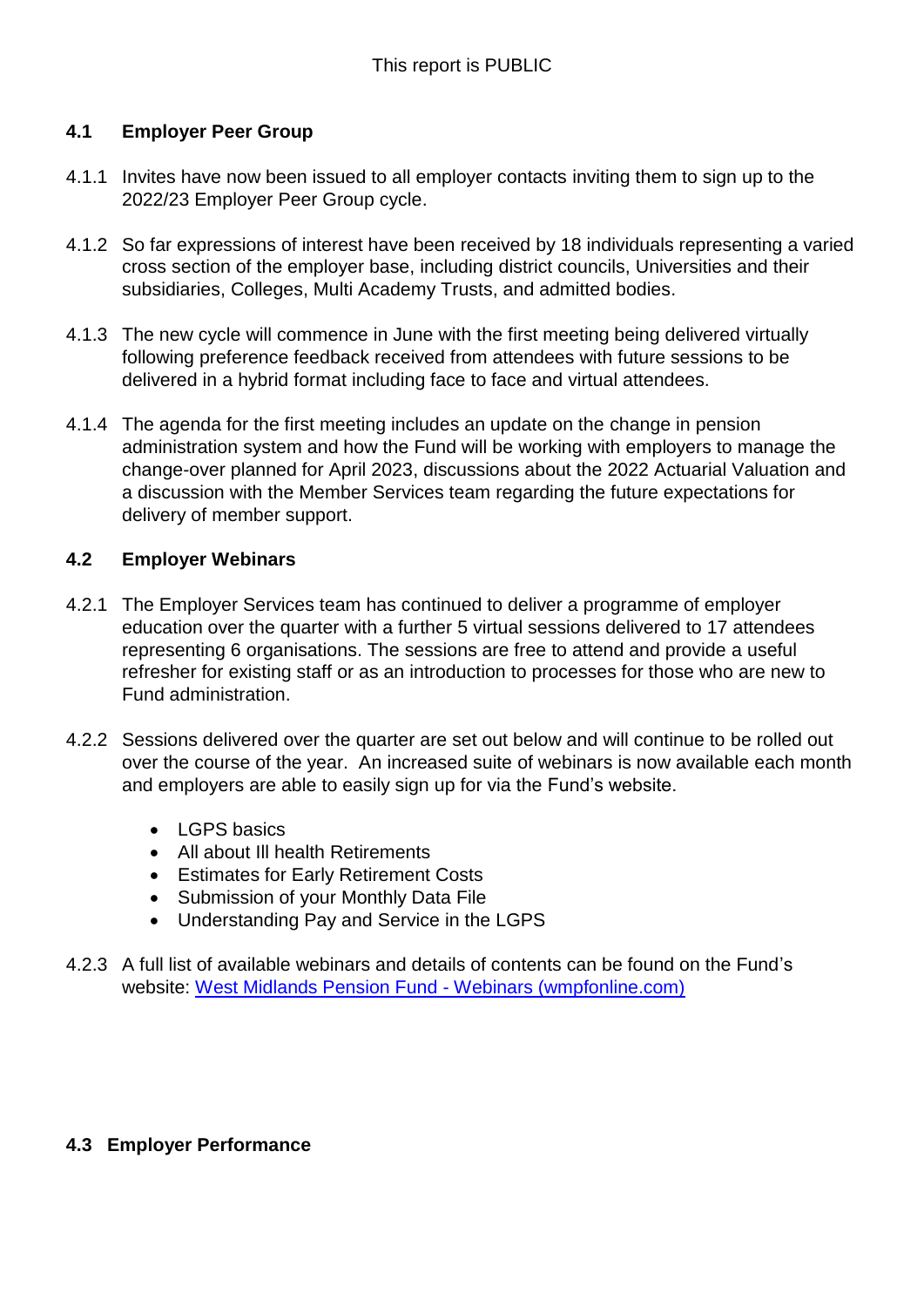### 4.1 Employer Peer Group

4.1.1 Invites have now been issued to all employer contacts inviting them to sign up to the 2022/23 Employer Peer Group cycle.

4.1.2 So far expressions of interest have been received by 18 individuals representing a varied cross section of the employer base, including district councils, Universities and their subsidiaries, Colleges, Multi Academy Trusts, and admitted bodies.

4.1.3 The new cycle will commence in June with the first meeting being delivered virtually following preference feedback received from attendees with future sessions to be delivered in a hybrid format including face to face and virtual attendees.

4.1.4 The agenda for the first meeting includes an update on the change in pension administration system and how the Fund will be working with employers to manage the change-over planned for April 2023, discussions about the 2022 Actuarial Valuation and a discussion with the Member Services team regarding the future expectations for delivery of member support.

### 4.2 Employer Webinars

4.2.1 The Employer Services team has continued to deliver a programme of employer education over the quarter with a further 5 virtual sessions delivered to 17 attendees representing 6 organisations. The sessions are free to attend and provide a useful refresher for existing staff or as an introduction to processes for those who are new to Fund administration.

4.2.2 Sessions delivered over the quarter are set out below and will continue to be rolled out over the course of the year. An increased suite of webinars is now available each month and employers are able to easily sign up for via the Fund's website.

- LGPS basics
- All about Ill health Retirements
- Estimates for Early Retirement Costs
- Submission of your Monthly Data File
- Understanding Pay and Service in the LGPS

4.2.3 A full list of available webinars and details of contents can be found on the Fund's website: [West Midlands Pension Fund - Webinars (wmpfonline.com)](wmpfonline.com)

### 4.3 Employer Performance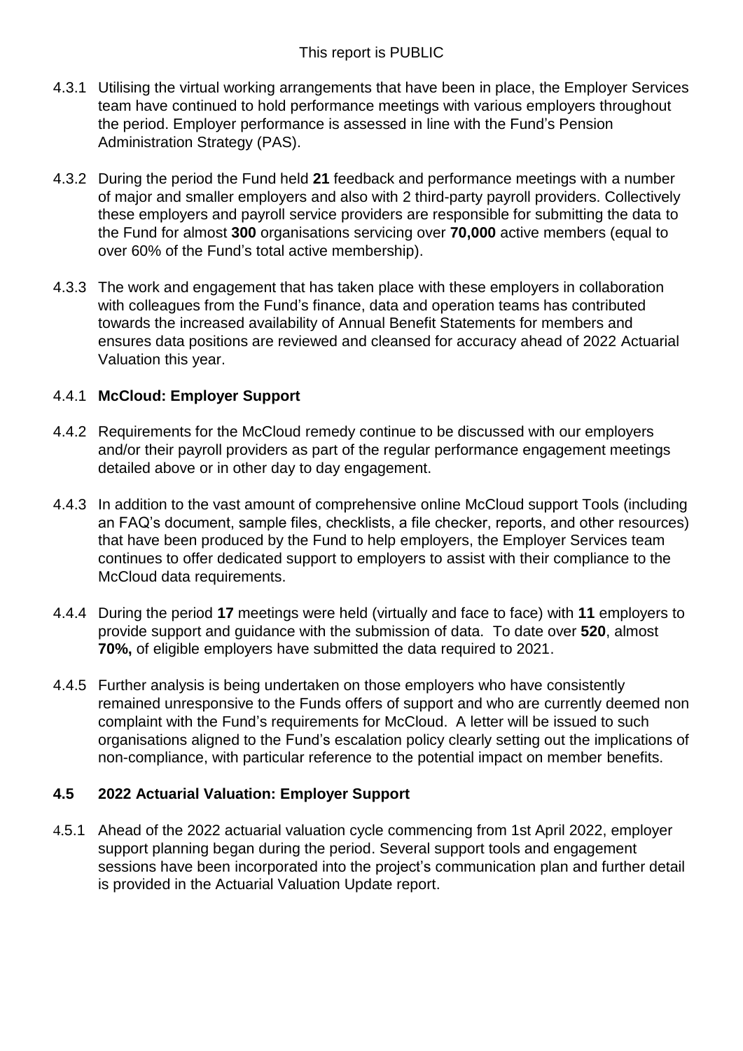4.3.1 Utilising the virtual working arrangements that have been in place, the Employer Services team have continued to hold performance meetings with various employers throughout the period. Employer performance is assessed in line with the Fund's Pension Administration Strategy (PAS).

4.3.2 During the period the Fund held **21** feedback and performance meetings with a number of major and smaller employers and also with 2 third-party payroll providers. Collectively these employers and payroll service providers are responsible for submitting the data to the Fund for almost **300** organisations servicing over **70,000** active members (equal to over 60% of the Fund's total active membership).

4.3.3 The work and engagement that has taken place with these employers in collaboration with colleagues from the Fund's finance, data and operation teams has contributed towards the increased availability of Annual Benefit Statements for members and ensures data positions are reviewed and cleansed for accuracy ahead of 2022 Actuarial Valuation this year.

4.4.1 **McCloud: Employer Support**

4.4.2 Requirements for the McCloud remedy continue to be discussed with our employers and/or their payroll providers as part of the regular performance engagement meetings detailed above or in other day to day engagement.

4.4.3 In addition to the vast amount of comprehensive online McCloud support Tools (including an FAQ's document, sample files, checklists, a file checker, reports, and other resources) that have been produced by the Fund to help employers, the Employer Services team continues to offer dedicated support to employers to assist with their compliance to the McCloud data requirements.

4.4.4 During the period **17** meetings were held (virtually and face to face) with **11** employers to provide support and guidance with the submission of data. To date over **520**, almost **70%,** of eligible employers have submitted the data required to 2021.

4.4.5 Further analysis is being undertaken on those employers who have consistently remained unresponsive to the Funds offers of support and who are currently deemed non complaint with the Fund's requirements for McCloud. A letter will be issued to such organisations aligned to the Fund's escalation policy clearly setting out the implications of non-compliance, with particular reference to the potential impact on member benefits.

## 4.5 2022 Actuarial Valuation: Employer Support

4.5.1 Ahead of the 2022 actuarial valuation cycle commencing from 1st April 2022, employer support planning began during the period. Several support tools and engagement sessions have been incorporated into the project's communication plan and further detail is provided in the Actuarial Valuation Update report.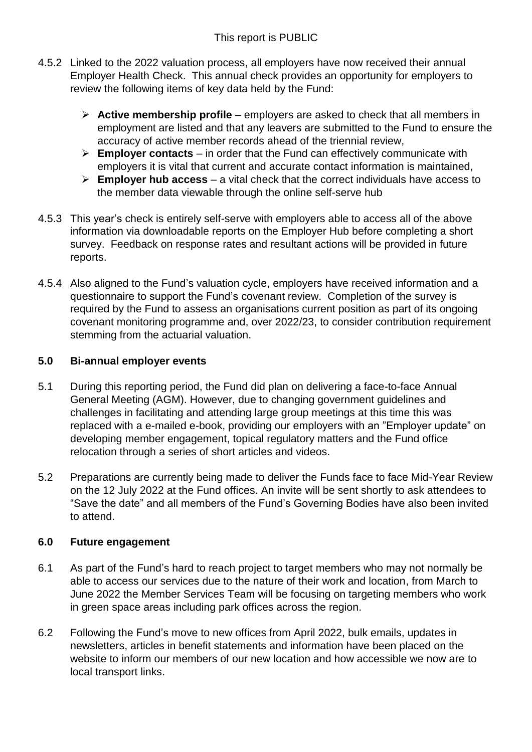4.5.2 Linked to the 2022 valuation process, all employers have now received their annual Employer Health Check. This annual check provides an opportunity for employers to review the following items of key data held by the Fund:

- **Active membership profile** – employers are asked to check that all members in employment are listed and that any leavers are submitted to the Fund to ensure the accuracy of active member records ahead of the triennial review,
- **Employer contacts** – in order that the Fund can effectively communicate with employers it is vital that current and accurate contact information is maintained,
- **Employer hub access** – a vital check that the correct individuals have access to the member data viewable through the online self-serve hub

4.5.3 This year's check is entirely self-serve with employers able to access all of the above information via downloadable reports on the Employer Hub before completing a short survey. Feedback on response rates and resultant actions will be provided in future reports.

4.5.4 Also aligned to the Fund's valuation cycle, employers have received information and a questionnaire to support the Fund's covenant review. Completion of the survey is required by the Fund to assess an organisations current position as part of its ongoing covenant monitoring programme and, over 2022/23, to consider contribution requirement stemming from the actuarial valuation.

## 5.0 Bi-annual employer events

5.1 During this reporting period, the Fund did plan on delivering a face-to-face Annual General Meeting (AGM). However, due to changing government guidelines and challenges in facilitating and attending large group meetings at this time this was replaced with a e-mailed e-book, providing our employers with an "Employer update" on developing member engagement, topical regulatory matters and the Fund office relocation through a series of short articles and videos.

5.2 Preparations are currently being made to deliver the Funds face to face Mid-Year Review on the 12 July 2022 at the Fund offices. An invite will be sent shortly to ask attendees to "Save the date" and all members of the Fund's Governing Bodies have also been invited to attend.

## 6.0 Future engagement

6.1 As part of the Fund's hard to reach project to target members who may not normally be able to access our services due to the nature of their work and location, from March to June 2022 the Member Services Team will be focusing on targeting members who work in green space areas including park offices across the region.

6.2 Following the Fund's move to new offices from April 2022, bulk emails, updates in newsletters, articles in benefit statements and information have been placed on the website to inform our members of our new location and how accessible we now are to local transport links.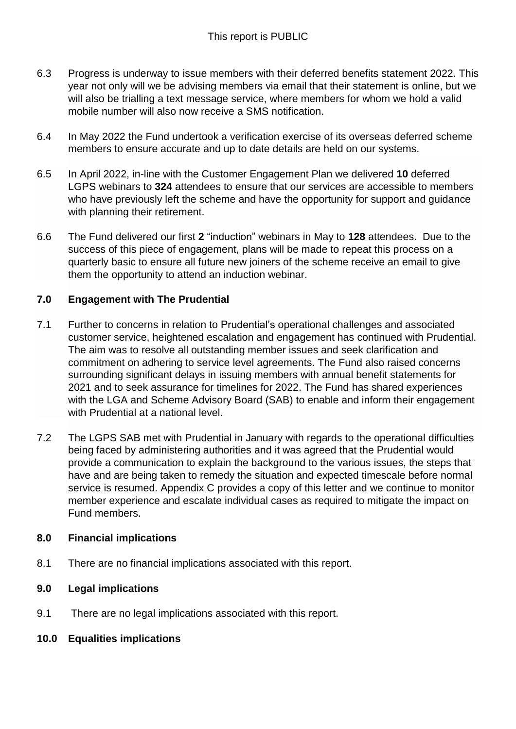6.3 Progress is underway to issue members with their deferred benefits statement 2022. This year not only will we be advising members via email that their statement is online, but we will also be trialling a text message service, where members for whom we hold a valid mobile number will also now receive a SMS notification.

6.4 In May 2022 the Fund undertook a verification exercise of its overseas deferred scheme members to ensure accurate and up to date details are held on our systems.

6.5 In April 2022, in-line with the Customer Engagement Plan we delivered **10** deferred LGPS webinars to **324** attendees to ensure that our services are accessible to members who have previously left the scheme and have the opportunity for support and guidance with planning their retirement.

6.6 The Fund delivered our first **2** "induction" webinars in May to **128** attendees. Due to the success of this piece of engagement, plans will be made to repeat this process on a quarterly basic to ensure all future new joiners of the scheme receive an email to give them the opportunity to attend an induction webinar.

## 7.0 Engagement with The Prudential

7.1 Further to concerns in relation to Prudential's operational challenges and associated customer service, heightened escalation and engagement has continued with Prudential. The aim was to resolve all outstanding member issues and seek clarification and commitment on adhering to service level agreements. The Fund also raised concerns surrounding significant delays in issuing members with annual benefit statements for 2021 and to seek assurance for timelines for 2022. The Fund has shared experiences with the LGA and Scheme Advisory Board (SAB) to enable and inform their engagement with Prudential at a national level.

7.2 The LGPS SAB met with Prudential in January with regards to the operational difficulties being faced by administering authorities and it was agreed that the Prudential would provide a communication to explain the background to the various issues, the steps that have and are being taken to remedy the situation and expected timescale before normal service is resumed. Appendix C provides a copy of this letter and we continue to monitor member experience and escalate individual cases as required to mitigate the impact on Fund members.

## 8.0 Financial implications

8.1 There are no financial implications associated with this report.

## 9.0 Legal implications

9.1 There are no legal implications associated with this report.

## 10.0 Equalities implications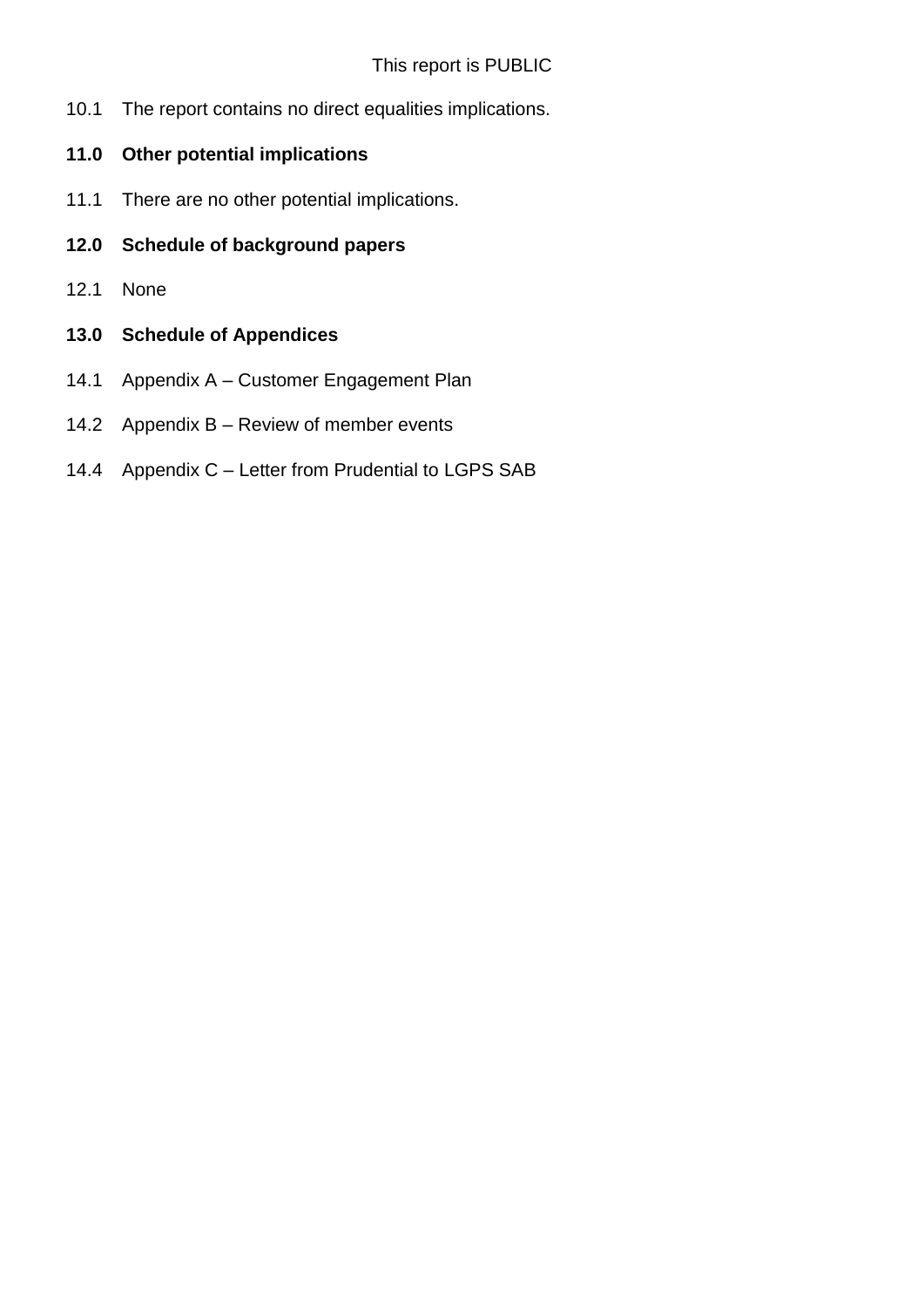10.1 The report contains no direct equalities implications.

**11.0 Other potential implications**

11.1 There are no other potential implications.

**12.0 Schedule of background papers**

12.1 None

**13.0 Schedule of Appendices**

14.1 Appendix A – Customer Engagement Plan

14.2 Appendix B – Review of member events

14.4 Appendix C – Letter from Prudential to LGPS SAB